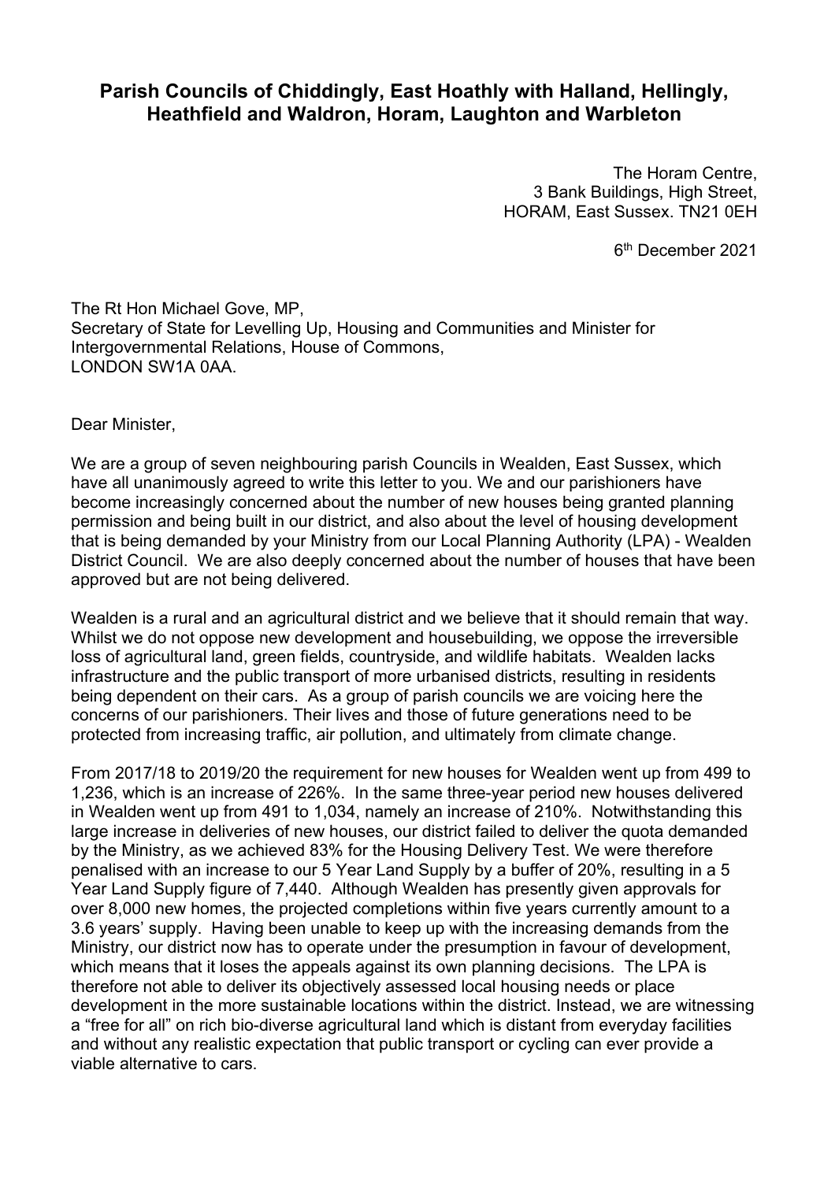**Parish Councils of Chiddingly, East Hoathly with Halland, Hellingly, Heathfield and Waldron, Horam, Laughton and Warbleton**

The Horam Centre,
3 Bank Buildings, High Street,
HORAM, East Sussex. TN21 0EH

6th December 2021

The Rt Hon Michael Gove, MP,
Secretary of State for Levelling Up, Housing and Communities and Minister for Intergovernmental Relations, House of Commons,
LONDON SW1A 0AA.

Dear Minister,

We are a group of seven neighbouring parish Councils in Wealden, East Sussex, which have all unanimously agreed to write this letter to you. We and our parishioners have become increasingly concerned about the number of new houses being granted planning permission and being built in our district, and also about the level of housing development that is being demanded by your Ministry from our Local Planning Authority (LPA) - Wealden District Council. We are also deeply concerned about the number of houses that have been approved but are not being delivered.

Wealden is a rural and an agricultural district and we believe that it should remain that way. Whilst we do not oppose new development and housebuilding, we oppose the irreversible loss of agricultural land, green fields, countryside, and wildlife habitats. Wealden lacks infrastructure and the public transport of more urbanised districts, resulting in residents being dependent on their cars. As a group of parish councils we are voicing here the concerns of our parishioners. Their lives and those of future generations need to be protected from increasing traffic, air pollution, and ultimately from climate change.

From 2017/18 to 2019/20 the requirement for new houses for Wealden went up from 499 to 1,236, which is an increase of 226%. In the same three-year period new houses delivered in Wealden went up from 491 to 1,034, namely an increase of 210%. Notwithstanding this large increase in deliveries of new houses, our district failed to deliver the quota demanded by the Ministry, as we achieved 83% for the Housing Delivery Test. We were therefore penalised with an increase to our 5 Year Land Supply by a buffer of 20%, resulting in a 5 Year Land Supply figure of 7,440. Although Wealden has presently given approvals for over 8,000 new homes, the projected completions within five years currently amount to a 3.6 years' supply. Having been unable to keep up with the increasing demands from the Ministry, our district now has to operate under the presumption in favour of development, which means that it loses the appeals against its own planning decisions. The LPA is therefore not able to deliver its objectively assessed local housing needs or place development in the more sustainable locations within the district. Instead, we are witnessing a "free for all" on rich bio-diverse agricultural land which is distant from everyday facilities and without any realistic expectation that public transport or cycling can ever provide a viable alternative to cars.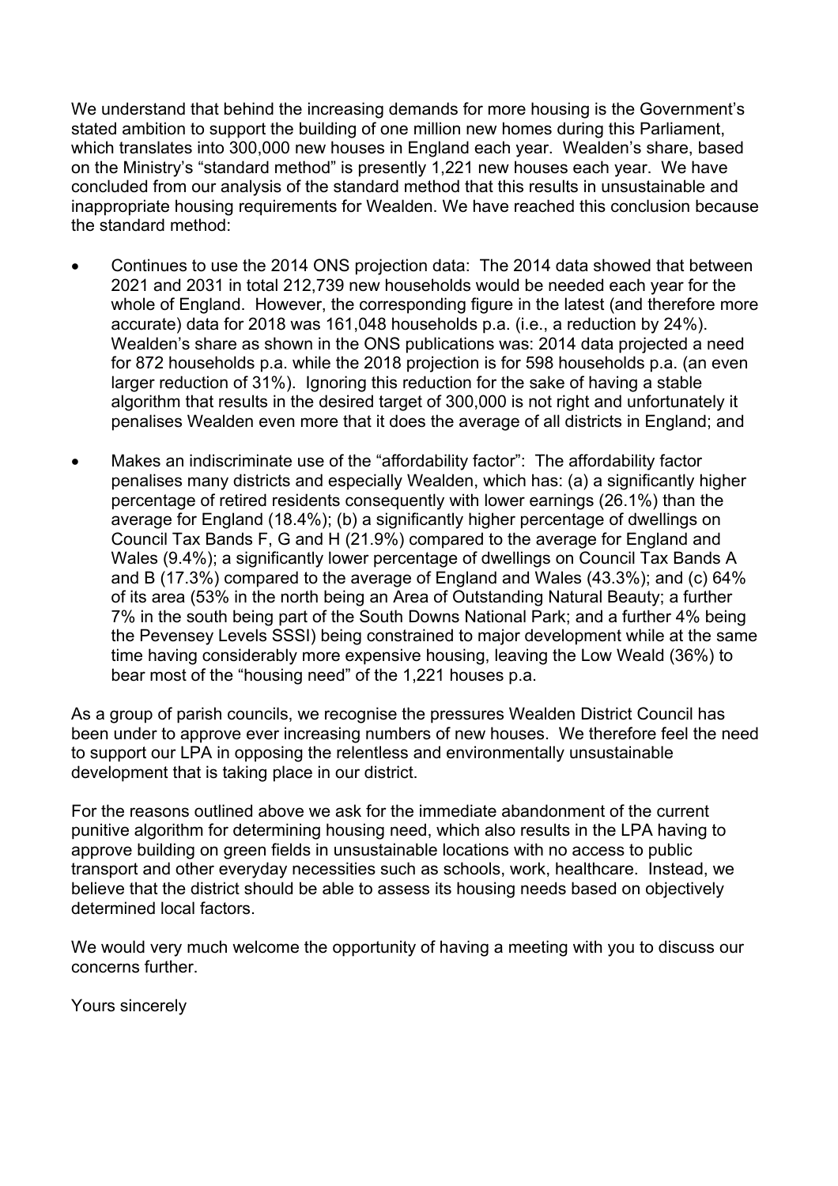We understand that behind the increasing demands for more housing is the Government's stated ambition to support the building of one million new homes during this Parliament, which translates into 300,000 new houses in England each year. Wealden's share, based on the Ministry's "standard method" is presently 1,221 new houses each year. We have concluded from our analysis of the standard method that this results in unsustainable and inappropriate housing requirements for Wealden. We have reached this conclusion because the standard method:

- Continues to use the 2014 ONS projection data: The 2014 data showed that between 2021 and 2031 in total 212,739 new households would be needed each year for the whole of England. However, the corresponding figure in the latest (and therefore more accurate) data for 2018 was 161,048 households p.a. (i.e., a reduction by 24%). Wealden's share as shown in the ONS publications was: 2014 data projected a need for 872 households p.a. while the 2018 projection is for 598 households p.a. (an even larger reduction of 31%). Ignoring this reduction for the sake of having a stable algorithm that results in the desired target of 300,000 is not right and unfortunately it penalises Wealden even more that it does the average of all districts in England; and

- Makes an indiscriminate use of the "affordability factor": The affordability factor penalises many districts and especially Wealden, which has: (a) a significantly higher percentage of retired residents consequently with lower earnings (26.1%) than the average for England (18.4%); (b) a significantly higher percentage of dwellings on Council Tax Bands F, G and H (21.9%) compared to the average for England and Wales (9.4%); a significantly lower percentage of dwellings on Council Tax Bands A and B (17.3%) compared to the average of England and Wales (43.3%); and (c) 64% of its area (53% in the north being an Area of Outstanding Natural Beauty; a further 7% in the south being part of the South Downs National Park; and a further 4% being the Pevensey Levels SSSI) being constrained to major development while at the same time having considerably more expensive housing, leaving the Low Weald (36%) to bear most of the "housing need" of the 1,221 houses p.a.

As a group of parish councils, we recognise the pressures Wealden District Council has been under to approve ever increasing numbers of new houses. We therefore feel the need to support our LPA in opposing the relentless and environmentally unsustainable development that is taking place in our district.

For the reasons outlined above we ask for the immediate abandonment of the current punitive algorithm for determining housing need, which also results in the LPA having to approve building on green fields in unsustainable locations with no access to public transport and other everyday necessities such as schools, work, healthcare. Instead, we believe that the district should be able to assess its housing needs based on objectively determined local factors.

We would very much welcome the opportunity of having a meeting with you to discuss our concerns further.

Yours sincerely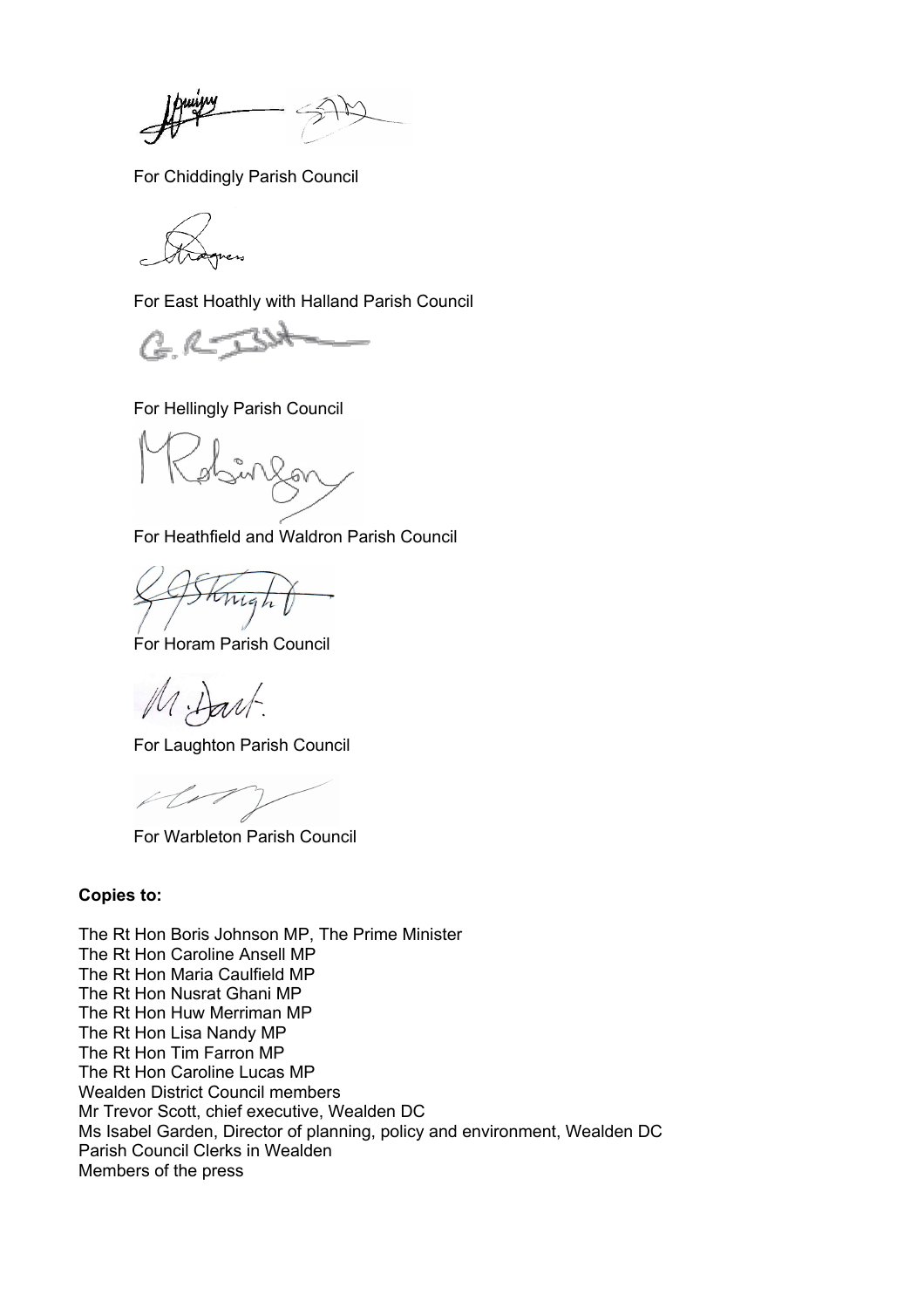For Chiddingly Parish Council

For East Hoathly with Halland Parish Council

For Hellingly Parish Council

For Heathfield and Waldron Parish Council

For Horam Parish Council

For Laughton Parish Council

For Warbleton Parish Council

**Copies to:**

The Rt Hon Boris Johnson MP, The Prime Minister
The Rt Hon Caroline Ansell MP
The Rt Hon Maria Caulfield MP
The Rt Hon Nusrat Ghani MP
The Rt Hon Huw Merriman MP
The Rt Hon Lisa Nandy MP
The Rt Hon Tim Farron MP
The Rt Hon Caroline Lucas MP
Wealden District Council members
Mr Trevor Scott, chief executive, Wealden DC
Ms Isabel Garden, Director of planning, policy and environment, Wealden DC
Parish Council Clerks in Wealden
Members of the press